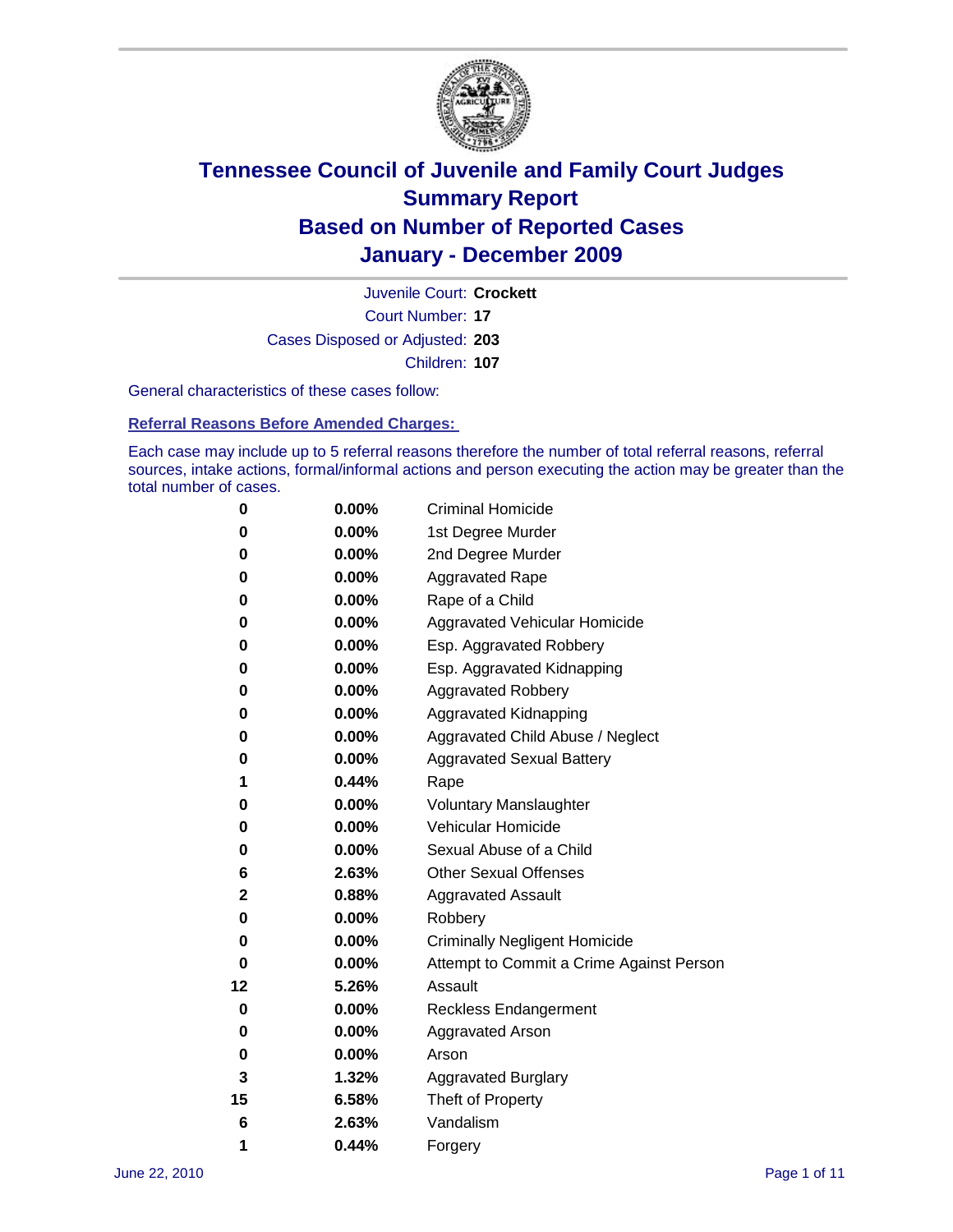# Tennessee Council of Juvenile and Family Court Judges
## Summary Report
## Based on Number of Reported Cases
## January - December 2009

Juvenile Court: **Crockett**

Court Number: **17**

Cases Disposed or Adjusted: **203**

Children: **107**

General characteristics of these cases follow:

### Referral Reasons Before Amended Charges:

Each case may include up to 5 referral reasons therefore the number of total referral reasons, referral sources, intake actions, formal/informal actions and person executing the action may be greater than the total number of cases.

| Count | Percent | Referral Reason |
|---|---|---|
| 0 | 0.00% | Criminal Homicide |
| 0 | 0.00% | 1st Degree Murder |
| 0 | 0.00% | 2nd Degree Murder |
| 0 | 0.00% | Aggravated Rape |
| 0 | 0.00% | Rape of a Child |
| 0 | 0.00% | Aggravated Vehicular Homicide |
| 0 | 0.00% | Esp. Aggravated Robbery |
| 0 | 0.00% | Esp. Aggravated Kidnapping |
| 0 | 0.00% | Aggravated Robbery |
| 0 | 0.00% | Aggravated Kidnapping |
| 0 | 0.00% | Aggravated Child Abuse / Neglect |
| 0 | 0.00% | Aggravated Sexual Battery |
| 1 | 0.44% | Rape |
| 0 | 0.00% | Voluntary Manslaughter |
| 0 | 0.00% | Vehicular Homicide |
| 0 | 0.00% | Sexual Abuse of a Child |
| 6 | 2.63% | Other Sexual Offenses |
| 2 | 0.88% | Aggravated Assault |
| 0 | 0.00% | Robbery |
| 0 | 0.00% | Criminally Negligent Homicide |
| 0 | 0.00% | Attempt to Commit a Crime Against Person |
| 12 | 5.26% | Assault |
| 0 | 0.00% | Reckless Endangerment |
| 0 | 0.00% | Aggravated Arson |
| 0 | 0.00% | Arson |
| 3 | 1.32% | Aggravated Burglary |
| 15 | 6.58% | Theft of Property |
| 6 | 2.63% | Vandalism |
| 1 | 0.44% | Forgery |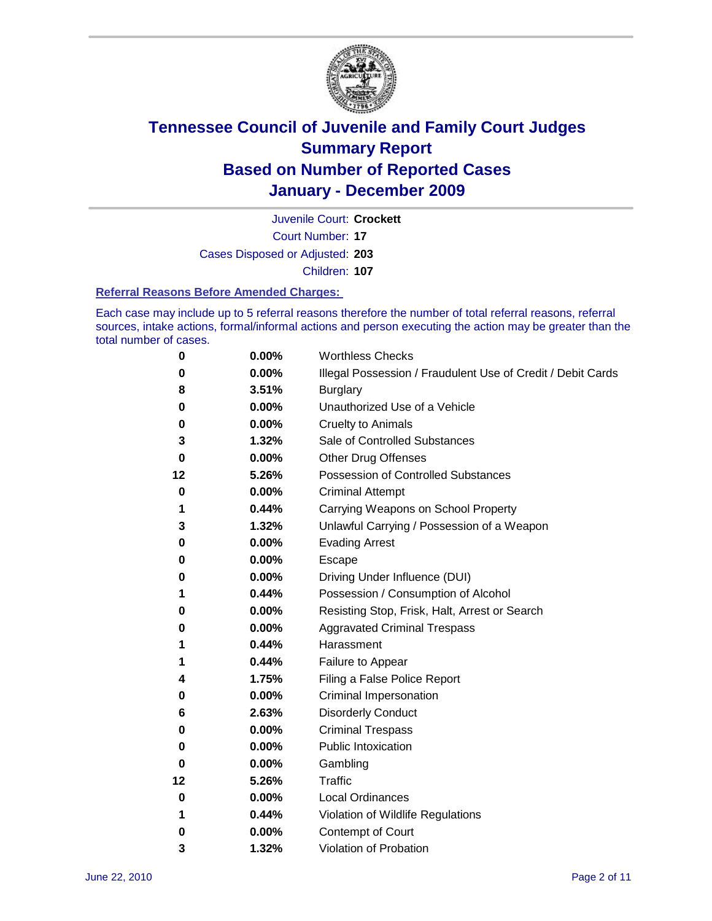# Tennessee Council of Juvenile and Family Court Judges
## Summary Report
## Based on Number of Reported Cases
## January - December 2009

Juvenile Court: **Crockett**

Court Number: **17**

Cases Disposed or Adjusted: **203**

Children: **107**

### Referral Reasons Before Amended Charges:

Each case may include up to 5 referral reasons therefore the number of total referral reasons, referral sources, intake actions, formal/informal actions and person executing the action may be greater than the total number of cases.

| Count | Percent | Referral Reason |
|---|---|---|
| 0 | 0.00% | Worthless Checks |
| 0 | 0.00% | Illegal Possession / Fraudulent Use of Credit / Debit Cards |
| 8 | 3.51% | Burglary |
| 0 | 0.00% | Unauthorized Use of a Vehicle |
| 0 | 0.00% | Cruelty to Animals |
| 3 | 1.32% | Sale of Controlled Substances |
| 0 | 0.00% | Other Drug Offenses |
| 12 | 5.26% | Possession of Controlled Substances |
| 0 | 0.00% | Criminal Attempt |
| 1 | 0.44% | Carrying Weapons on School Property |
| 3 | 1.32% | Unlawful Carrying / Possession of a Weapon |
| 0 | 0.00% | Evading Arrest |
| 0 | 0.00% | Escape |
| 0 | 0.00% | Driving Under Influence (DUI) |
| 1 | 0.44% | Possession / Consumption of Alcohol |
| 0 | 0.00% | Resisting Stop, Frisk, Halt, Arrest or Search |
| 0 | 0.00% | Aggravated Criminal Trespass |
| 1 | 0.44% | Harassment |
| 1 | 0.44% | Failure to Appear |
| 4 | 1.75% | Filing a False Police Report |
| 0 | 0.00% | Criminal Impersonation |
| 6 | 2.63% | Disorderly Conduct |
| 0 | 0.00% | Criminal Trespass |
| 0 | 0.00% | Public Intoxication |
| 0 | 0.00% | Gambling |
| 12 | 5.26% | Traffic |
| 0 | 0.00% | Local Ordinances |
| 1 | 0.44% | Violation of Wildlife Regulations |
| 0 | 0.00% | Contempt of Court |
| 3 | 1.32% | Violation of Probation |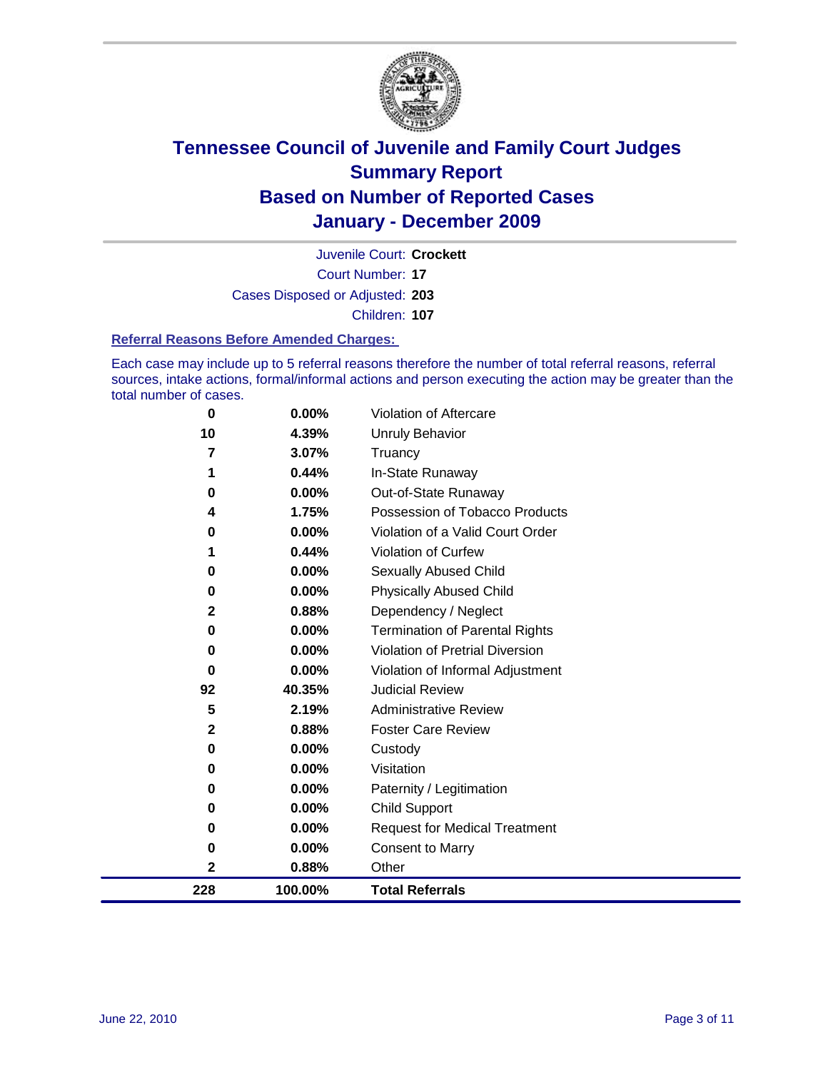# Tennessee Council of Juvenile and Family Court Judges
## Summary Report
## Based on Number of Reported Cases
## January - December 2009

Juvenile Court: **Crockett**

Court Number: **17**

Cases Disposed or Adjusted: **203**

Children: **107**

### Referral Reasons Before Amended Charges:

Each case may include up to 5 referral reasons therefore the number of total referral reasons, referral sources, intake actions, formal/informal actions and person executing the action may be greater than the total number of cases.

| Count | Percent | Referral Reason |
|---|---|---|
| 0 | 0.00% | Violation of Aftercare |
| 10 | 4.39% | Unruly Behavior |
| 7 | 3.07% | Truancy |
| 1 | 0.44% | In-State Runaway |
| 0 | 0.00% | Out-of-State Runaway |
| 4 | 1.75% | Possession of Tobacco Products |
| 0 | 0.00% | Violation of a Valid Court Order |
| 1 | 0.44% | Violation of Curfew |
| 0 | 0.00% | Sexually Abused Child |
| 0 | 0.00% | Physically Abused Child |
| 2 | 0.88% | Dependency / Neglect |
| 0 | 0.00% | Termination of Parental Rights |
| 0 | 0.00% | Violation of Pretrial Diversion |
| 0 | 0.00% | Violation of Informal Adjustment |
| 92 | 40.35% | Judicial Review |
| 5 | 2.19% | Administrative Review |
| 2 | 0.88% | Foster Care Review |
| 0 | 0.00% | Custody |
| 0 | 0.00% | Visitation |
| 0 | 0.00% | Paternity / Legitimation |
| 0 | 0.00% | Child Support |
| 0 | 0.00% | Request for Medical Treatment |
| 0 | 0.00% | Consent to Marry |
| 2 | 0.88% | Other |
| **228** | **100.00%** | **Total Referrals** |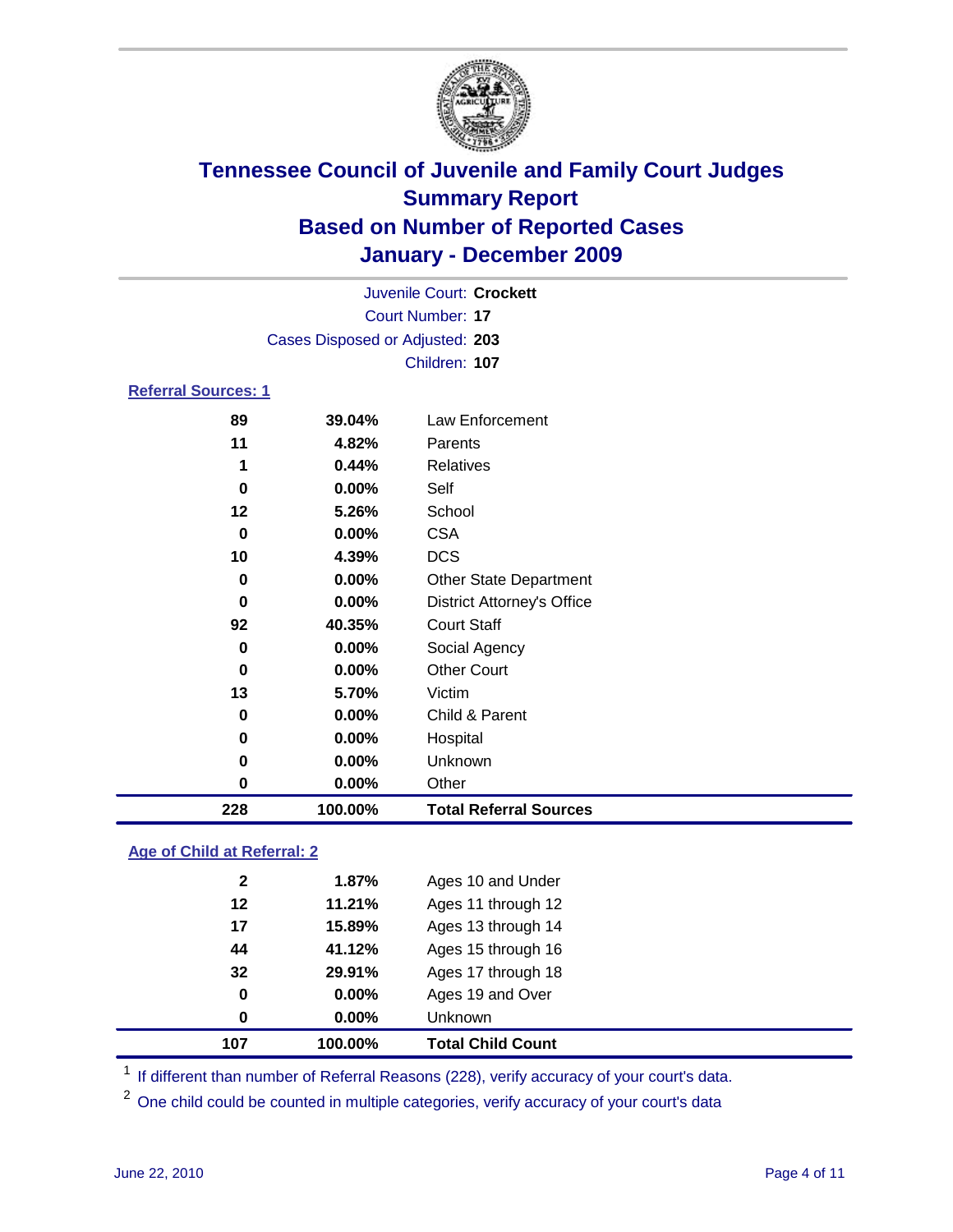# Tennessee Council of Juvenile and Family Court Judges
## Summary Report
## Based on Number of Reported Cases
## January - December 2009

Juvenile Court: **Crockett**
Court Number: **17**
Cases Disposed or Adjusted: **203**
Children: **107**

### Referral Sources: 1

| Count | Percent | Source |
|---|---|---|
| 89 | 39.04% | Law Enforcement |
| 11 | 4.82% | Parents |
| 1 | 0.44% | Relatives |
| 0 | 0.00% | Self |
| 12 | 5.26% | School |
| 0 | 0.00% | CSA |
| 10 | 4.39% | DCS |
| 0 | 0.00% | Other State Department |
| 0 | 0.00% | District Attorney's Office |
| 92 | 40.35% | Court Staff |
| 0 | 0.00% | Social Agency |
| 0 | 0.00% | Other Court |
| 13 | 5.70% | Victim |
| 0 | 0.00% | Child & Parent |
| 0 | 0.00% | Hospital |
| 0 | 0.00% | Unknown |
| 0 | 0.00% | Other |
| **228** | **100.00%** | **Total Referral Sources** |

### Age of Child at Referral: 2

| Count | Percent | Age |
|---|---|---|
| 2 | 1.87% | Ages 10 and Under |
| 12 | 11.21% | Ages 11 through 12 |
| 17 | 15.89% | Ages 13 through 14 |
| 44 | 41.12% | Ages 15 through 16 |
| 32 | 29.91% | Ages 17 through 18 |
| 0 | 0.00% | Ages 19 and Over |
| 0 | 0.00% | Unknown |
| **107** | **100.00%** | **Total Child Count** |

[1] If different than number of Referral Reasons (228), verify accuracy of your court's data.

[2] One child could be counted in multiple categories, verify accuracy of your court's data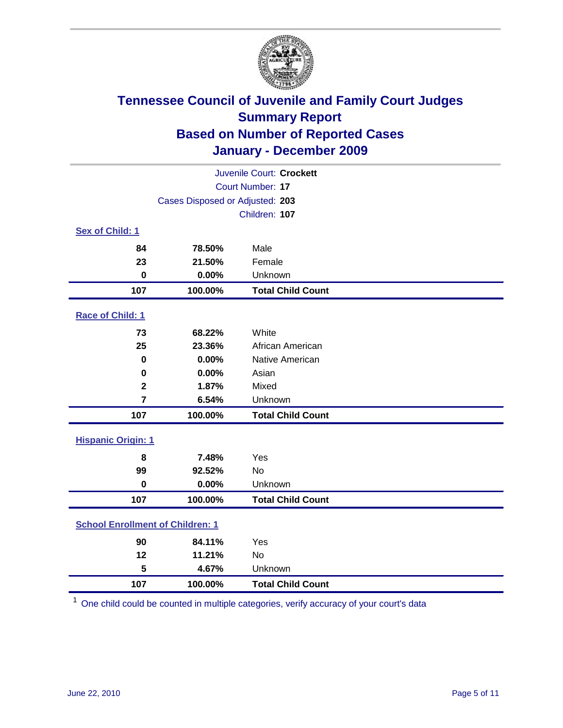# Tennessee Council of Juvenile and Family Court Judges
# Summary Report
# Based on Number of Reported Cases
# January - December 2009

Juvenile Court: **Crockett**

Court Number: **17**

Cases Disposed or Adjusted: **203**

Children: **107**

### Sex of Child: 1

| | | |
|---|---|---|
| **84** | **78.50%** | Male |
| **23** | **21.50%** | Female |
| **0** | **0.00%** | Unknown |
| **107** | **100.00%** | **Total Child Count** |

### Race of Child: 1

| | | |
|---|---|---|
| **73** | **68.22%** | White |
| **25** | **23.36%** | African American |
| **0** | **0.00%** | Native American |
| **0** | **0.00%** | Asian |
| **2** | **1.87%** | Mixed |
| **7** | **6.54%** | Unknown |
| **107** | **100.00%** | **Total Child Count** |

### Hispanic Origin: 1

| | | |
|---|---|---|
| **8** | **7.48%** | Yes |
| **99** | **92.52%** | No |
| **0** | **0.00%** | Unknown |
| **107** | **100.00%** | **Total Child Count** |

### School Enrollment of Children: 1

| | | |
|---|---|---|
| **90** | **84.11%** | Yes |
| **12** | **11.21%** | No |
| **5** | **4.67%** | Unknown |
| **107** | **100.00%** | **Total Child Count** |

[1] One child could be counted in multiple categories, verify accuracy of your court's data

June 22, 2010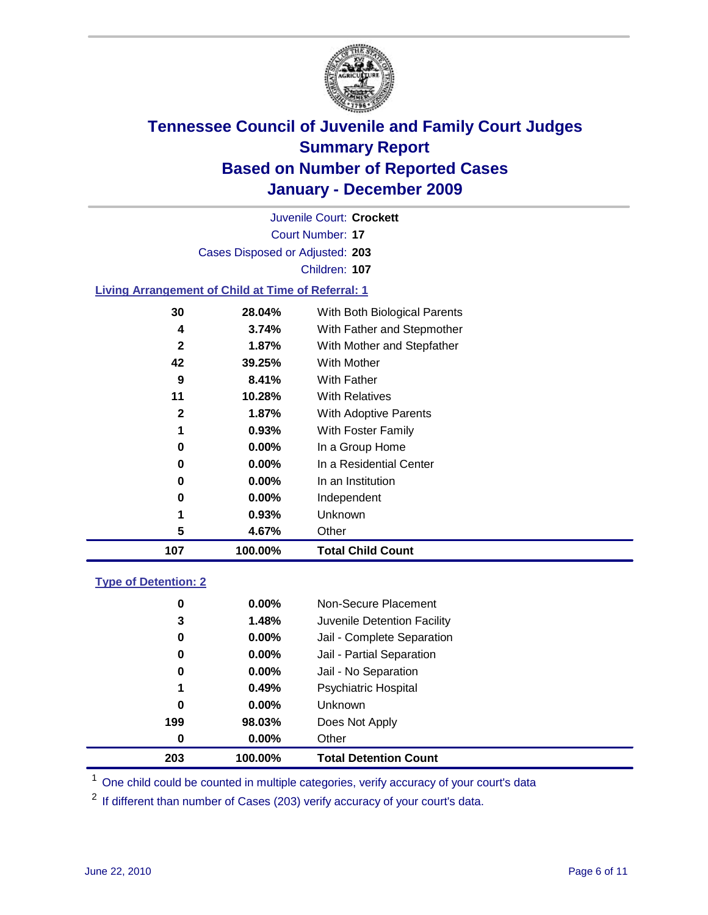# Tennessee Council of Juvenile and Family Court Judges
## Summary Report
## Based on Number of Reported Cases
## January - December 2009

Juvenile Court: **Crockett**

Court Number: **17**

Cases Disposed or Adjusted: **203**

Children: **107**

### Living Arrangement of Child at Time of Referral: 1

| | | |
|---|---|---|
| 30 | 28.04% | With Both Biological Parents |
| 4 | 3.74% | With Father and Stepmother |
| 2 | 1.87% | With Mother and Stepfather |
| 42 | 39.25% | With Mother |
| 9 | 8.41% | With Father |
| 11 | 10.28% | With Relatives |
| 2 | 1.87% | With Adoptive Parents |
| 1 | 0.93% | With Foster Family |
| 0 | 0.00% | In a Group Home |
| 0 | 0.00% | In a Residential Center |
| 0 | 0.00% | In an Institution |
| 0 | 0.00% | Independent |
| 1 | 0.93% | Unknown |
| 5 | 4.67% | Other |
| **107** | **100.00%** | **Total Child Count** |

### Type of Detention: 2

| | | |
|---|---|---|
| 0 | 0.00% | Non-Secure Placement |
| 3 | 1.48% | Juvenile Detention Facility |
| 0 | 0.00% | Jail - Complete Separation |
| 0 | 0.00% | Jail - Partial Separation |
| 0 | 0.00% | Jail - No Separation |
| 1 | 0.49% | Psychiatric Hospital |
| 0 | 0.00% | Unknown |
| 199 | 98.03% | Does Not Apply |
| 0 | 0.00% | Other |
| **203** | **100.00%** | **Total Detention Count** |

[1] One child could be counted in multiple categories, verify accuracy of your court's data

[2] If different than number of Cases (203) verify accuracy of your court's data.

June 22, 2010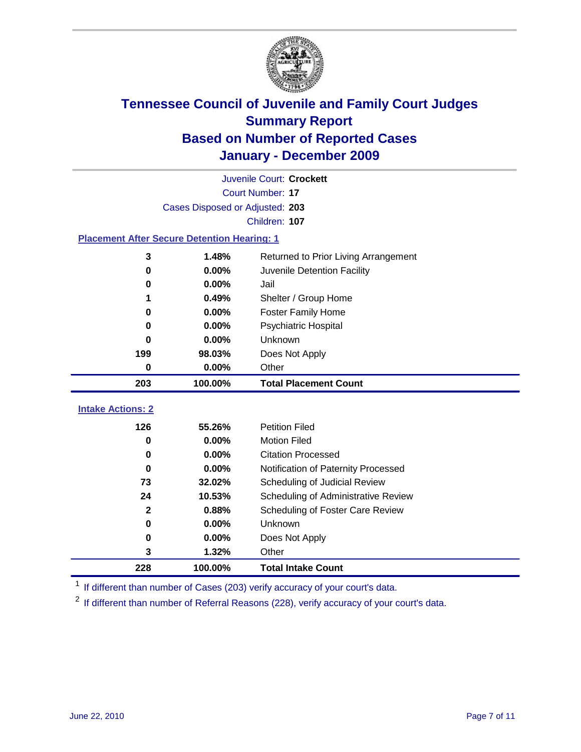# Tennessee Council of Juvenile and Family Court Judges
## Summary Report
## Based on Number of Reported Cases
## January - December 2009

Juvenile Court: **Crockett**

Court Number: **17**

Cases Disposed or Adjusted: **203**

Children: **107**

### Placement After Secure Detention Hearing: 1

| Count | Percent | Placement |
|---|---|---|
| 3 | 1.48% | Returned to Prior Living Arrangement |
| 0 | 0.00% | Juvenile Detention Facility |
| 0 | 0.00% | Jail |
| 1 | 0.49% | Shelter / Group Home |
| 0 | 0.00% | Foster Family Home |
| 0 | 0.00% | Psychiatric Hospital |
| 0 | 0.00% | Unknown |
| 199 | 98.03% | Does Not Apply |
| 0 | 0.00% | Other |
| **203** | **100.00%** | **Total Placement Count** |

### Intake Actions: 2

| Count | Percent | Action |
|---|---|---|
| 126 | 55.26% | Petition Filed |
| 0 | 0.00% | Motion Filed |
| 0 | 0.00% | Citation Processed |
| 0 | 0.00% | Notification of Paternity Processed |
| 73 | 32.02% | Scheduling of Judicial Review |
| 24 | 10.53% | Scheduling of Administrative Review |
| 2 | 0.88% | Scheduling of Foster Care Review |
| 0 | 0.00% | Unknown |
| 0 | 0.00% | Does Not Apply |
| 3 | 1.32% | Other |
| **228** | **100.00%** | **Total Intake Count** |

[1] If different than number of Cases (203) verify accuracy of your court's data.

[2] If different than number of Referral Reasons (228), verify accuracy of your court's data.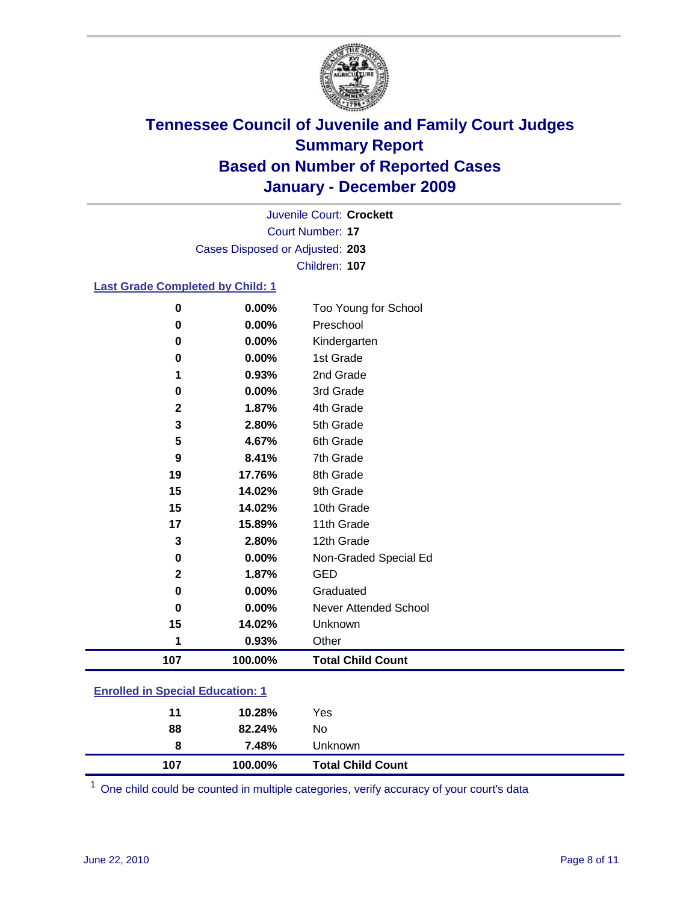# Tennessee Council of Juvenile and Family Court Judges
## Summary Report
## Based on Number of Reported Cases
## January - December 2009

Juvenile Court: **Crockett**
Court Number: **17**
Cases Disposed or Adjusted: **203**
Children: **107**

### Last Grade Completed by Child: 1

| Count | Percent | Category |
|---|---|---|
| 0 | 0.00% | Too Young for School |
| 0 | 0.00% | Preschool |
| 0 | 0.00% | Kindergarten |
| 0 | 0.00% | 1st Grade |
| 1 | 0.93% | 2nd Grade |
| 0 | 0.00% | 3rd Grade |
| 2 | 1.87% | 4th Grade |
| 3 | 2.80% | 5th Grade |
| 5 | 4.67% | 6th Grade |
| 9 | 8.41% | 7th Grade |
| 19 | 17.76% | 8th Grade |
| 15 | 14.02% | 9th Grade |
| 15 | 14.02% | 10th Grade |
| 17 | 15.89% | 11th Grade |
| 3 | 2.80% | 12th Grade |
| 0 | 0.00% | Non-Graded Special Ed |
| 2 | 1.87% | GED |
| 0 | 0.00% | Graduated |
| 0 | 0.00% | Never Attended School |
| 15 | 14.02% | Unknown |
| 1 | 0.93% | Other |
| **107** | **100.00%** | **Total Child Count** |

### Enrolled in Special Education: 1

| Count | Percent | Category |
|---|---|---|
| 11 | 10.28% | Yes |
| 88 | 82.24% | No |
| 8 | 7.48% | Unknown |
| **107** | **100.00%** | **Total Child Count** |

[1] One child could be counted in multiple categories, verify accuracy of your court's data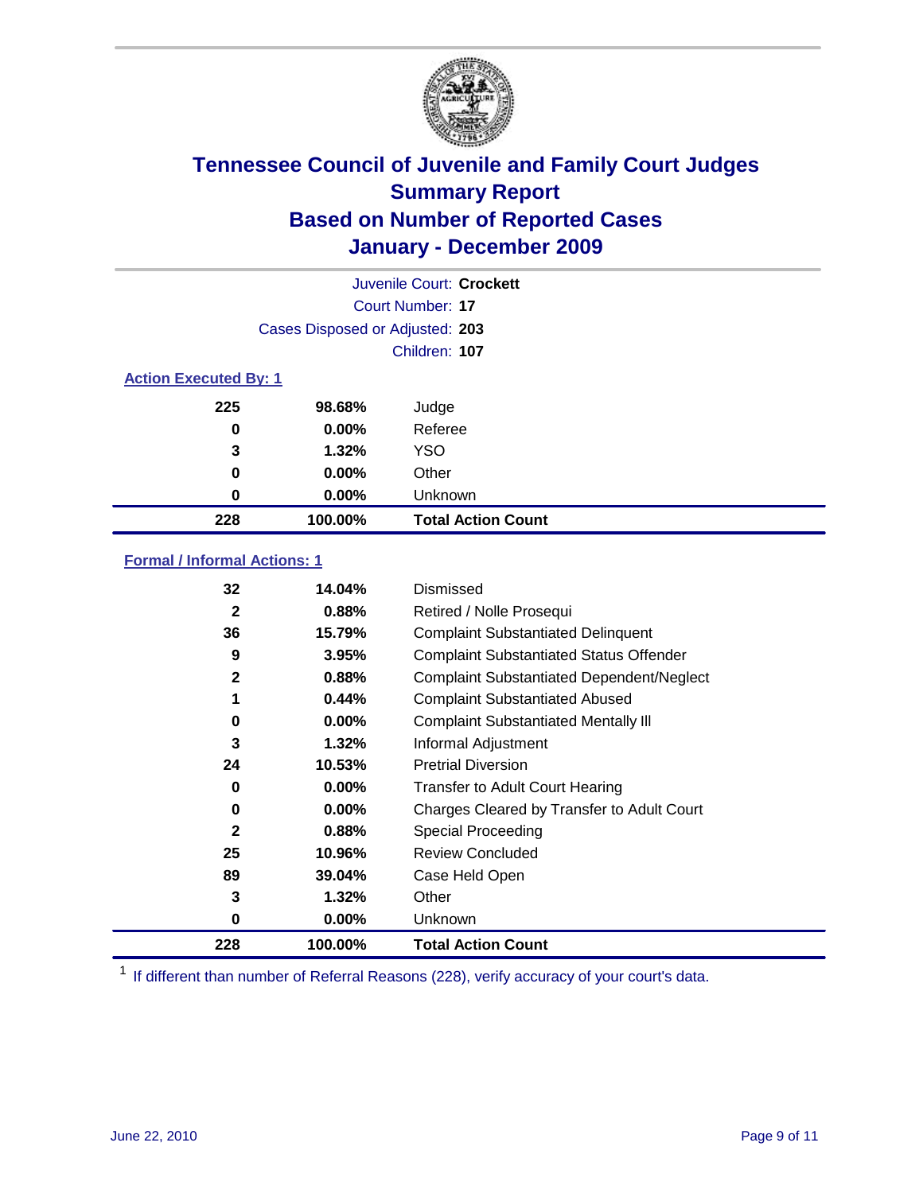# Tennessee Council of Juvenile and Family Court Judges
## Summary Report
## Based on Number of Reported Cases
## January - December 2009

Juvenile Court: **Crockett**
Court Number: **17**
Cases Disposed or Adjusted: **203**
Children: **107**

### Action Executed By: 1

| | | |
|---|---|---|
| 225 | 98.68% | Judge |
| 0 | 0.00% | Referee |
| 3 | 1.32% | YSO |
| 0 | 0.00% | Other |
| 0 | 0.00% | Unknown |
| **228** | **100.00%** | **Total Action Count** |

### Formal / Informal Actions: 1

| | | |
|---|---|---|
| 32 | 14.04% | Dismissed |
| 2 | 0.88% | Retired / Nolle Prosequi |
| 36 | 15.79% | Complaint Substantiated Delinquent |
| 9 | 3.95% | Complaint Substantiated Status Offender |
| 2 | 0.88% | Complaint Substantiated Dependent/Neglect |
| 1 | 0.44% | Complaint Substantiated Abused |
| 0 | 0.00% | Complaint Substantiated Mentally Ill |
| 3 | 1.32% | Informal Adjustment |
| 24 | 10.53% | Pretrial Diversion |
| 0 | 0.00% | Transfer to Adult Court Hearing |
| 0 | 0.00% | Charges Cleared by Transfer to Adult Court |
| 2 | 0.88% | Special Proceeding |
| 25 | 10.96% | Review Concluded |
| 89 | 39.04% | Case Held Open |
| 3 | 1.32% | Other |
| 0 | 0.00% | Unknown |
| **228** | **100.00%** | **Total Action Count** |

[1] If different than number of Referral Reasons (228), verify accuracy of your court's data.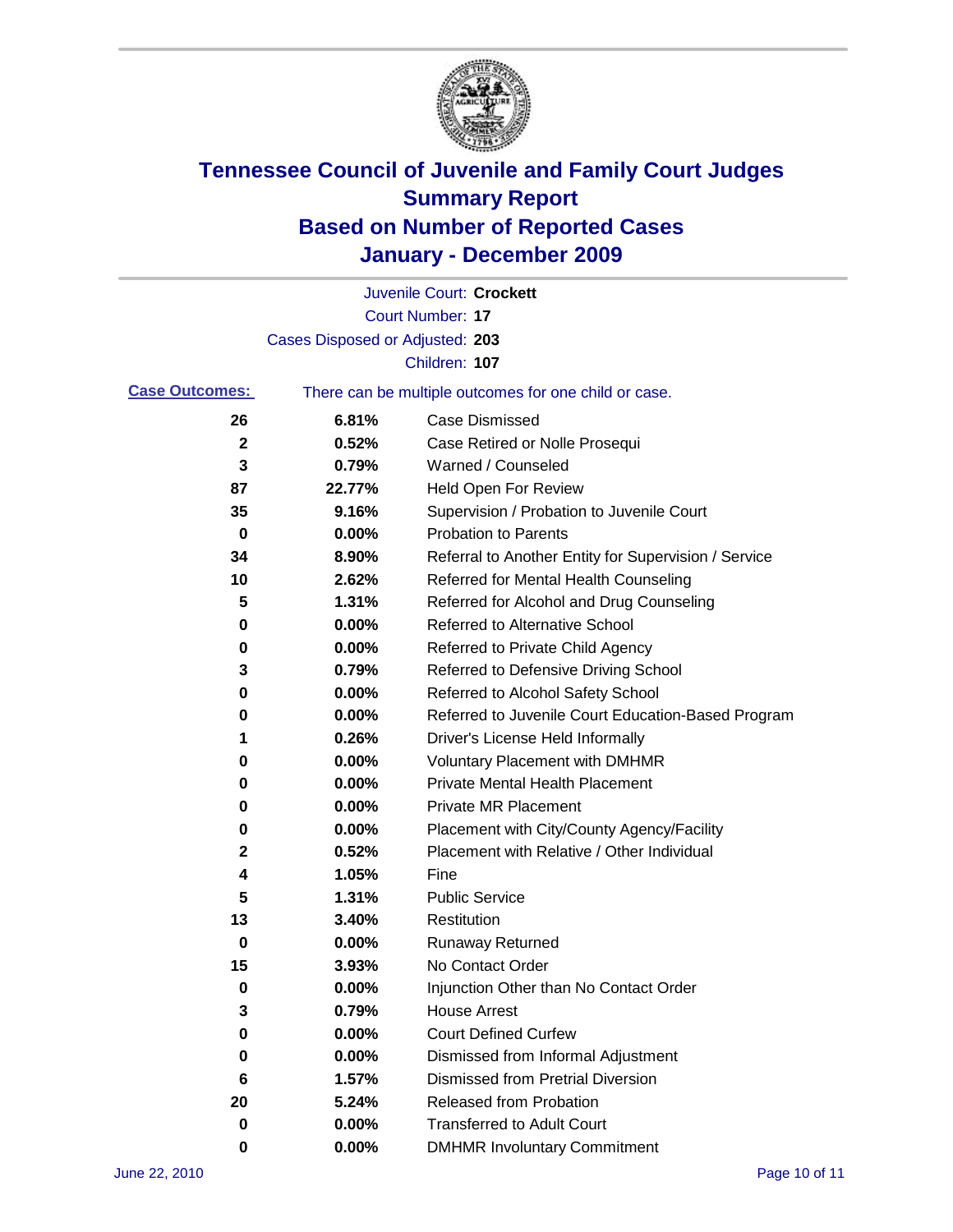# Tennessee Council of Juvenile and Family Court Judges
## Summary Report
## Based on Number of Reported Cases
## January - December 2009

Juvenile Court: **Crockett**

Court Number: **17**

Cases Disposed or Adjusted: **203**

Children: **107**

**Case Outcomes:** There can be multiple outcomes for one child or case.

| Count | Percent | Outcome |
|---|---|---|
| 26 | 6.81% | Case Dismissed |
| 2 | 0.52% | Case Retired or Nolle Prosequi |
| 3 | 0.79% | Warned / Counseled |
| 87 | 22.77% | Held Open For Review |
| 35 | 9.16% | Supervision / Probation to Juvenile Court |
| 0 | 0.00% | Probation to Parents |
| 34 | 8.90% | Referral to Another Entity for Supervision / Service |
| 10 | 2.62% | Referred for Mental Health Counseling |
| 5 | 1.31% | Referred for Alcohol and Drug Counseling |
| 0 | 0.00% | Referred to Alternative School |
| 0 | 0.00% | Referred to Private Child Agency |
| 3 | 0.79% | Referred to Defensive Driving School |
| 0 | 0.00% | Referred to Alcohol Safety School |
| 0 | 0.00% | Referred to Juvenile Court Education-Based Program |
| 1 | 0.26% | Driver's License Held Informally |
| 0 | 0.00% | Voluntary Placement with DMHMR |
| 0 | 0.00% | Private Mental Health Placement |
| 0 | 0.00% | Private MR Placement |
| 0 | 0.00% | Placement with City/County Agency/Facility |
| 2 | 0.52% | Placement with Relative / Other Individual |
| 4 | 1.05% | Fine |
| 5 | 1.31% | Public Service |
| 13 | 3.40% | Restitution |
| 0 | 0.00% | Runaway Returned |
| 15 | 3.93% | No Contact Order |
| 0 | 0.00% | Injunction Other than No Contact Order |
| 3 | 0.79% | House Arrest |
| 0 | 0.00% | Court Defined Curfew |
| 0 | 0.00% | Dismissed from Informal Adjustment |
| 6 | 1.57% | Dismissed from Pretrial Diversion |
| 20 | 5.24% | Released from Probation |
| 0 | 0.00% | Transferred to Adult Court |
| 0 | 0.00% | DMHMR Involuntary Commitment |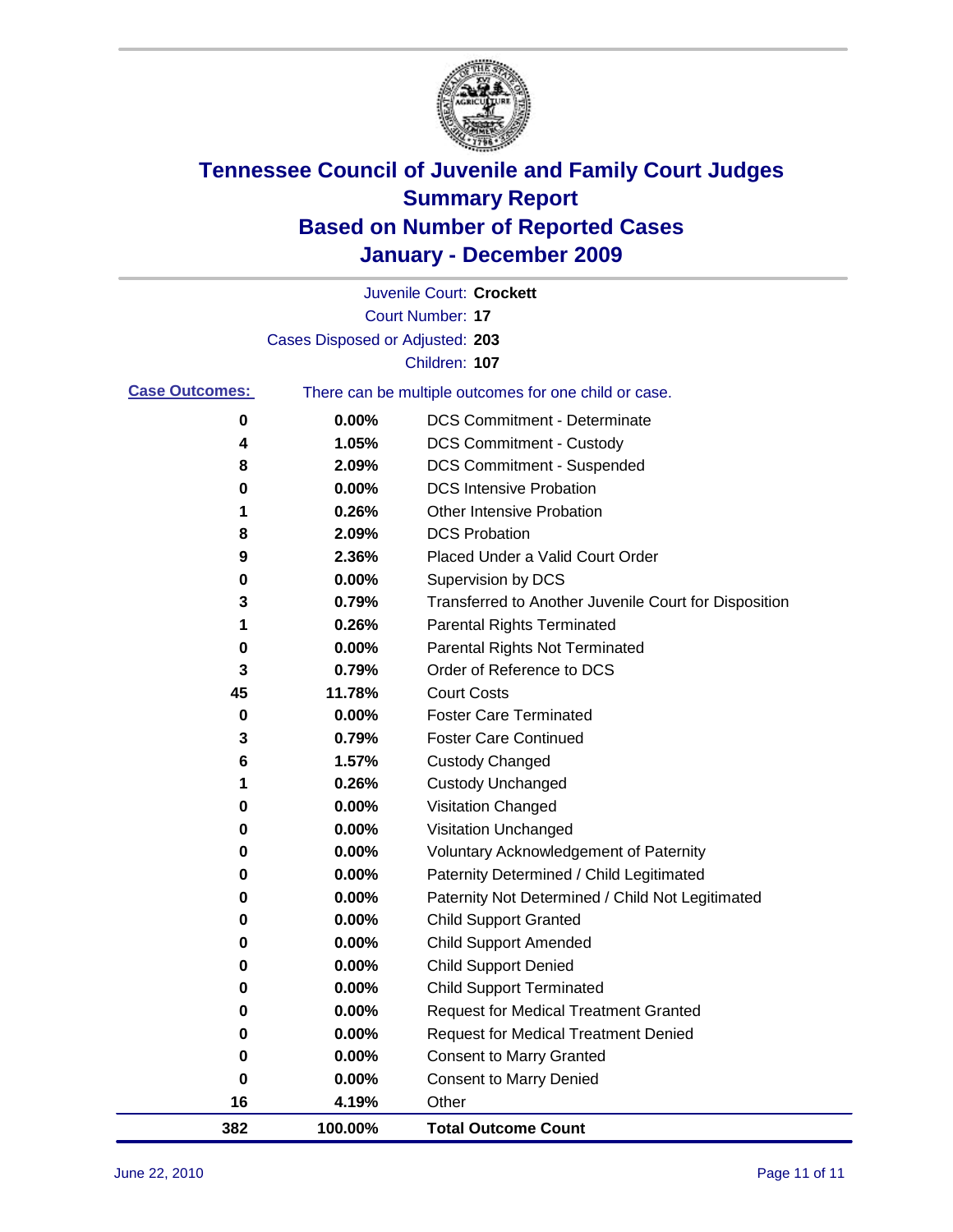# Tennessee Council of Juvenile and Family Court Judges
## Summary Report
## Based on Number of Reported Cases
## January - December 2009

Juvenile Court: **Crockett**

Court Number: **17**

Cases Disposed or Adjusted: **203**

Children: **107**

**Case Outcomes:** There can be multiple outcomes for one child or case.

| | | |
|---|---|---|
| 0 | 0.00% | DCS Commitment - Determinate |
| 4 | 1.05% | DCS Commitment - Custody |
| 8 | 2.09% | DCS Commitment - Suspended |
| 0 | 0.00% | DCS Intensive Probation |
| 1 | 0.26% | Other Intensive Probation |
| 8 | 2.09% | DCS Probation |
| 9 | 2.36% | Placed Under a Valid Court Order |
| 0 | 0.00% | Supervision by DCS |
| 3 | 0.79% | Transferred to Another Juvenile Court for Disposition |
| 1 | 0.26% | Parental Rights Terminated |
| 0 | 0.00% | Parental Rights Not Terminated |
| 3 | 0.79% | Order of Reference to DCS |
| 45 | 11.78% | Court Costs |
| 0 | 0.00% | Foster Care Terminated |
| 3 | 0.79% | Foster Care Continued |
| 6 | 1.57% | Custody Changed |
| 1 | 0.26% | Custody Unchanged |
| 0 | 0.00% | Visitation Changed |
| 0 | 0.00% | Visitation Unchanged |
| 0 | 0.00% | Voluntary Acknowledgement of Paternity |
| 0 | 0.00% | Paternity Determined / Child Legitimated |
| 0 | 0.00% | Paternity Not Determined / Child Not Legitimated |
| 0 | 0.00% | Child Support Granted |
| 0 | 0.00% | Child Support Amended |
| 0 | 0.00% | Child Support Denied |
| 0 | 0.00% | Child Support Terminated |
| 0 | 0.00% | Request for Medical Treatment Granted |
| 0 | 0.00% | Request for Medical Treatment Denied |
| 0 | 0.00% | Consent to Marry Granted |
| 0 | 0.00% | Consent to Marry Denied |
| 16 | 4.19% | Other |
| **382** | **100.00%** | **Total Outcome Count** |